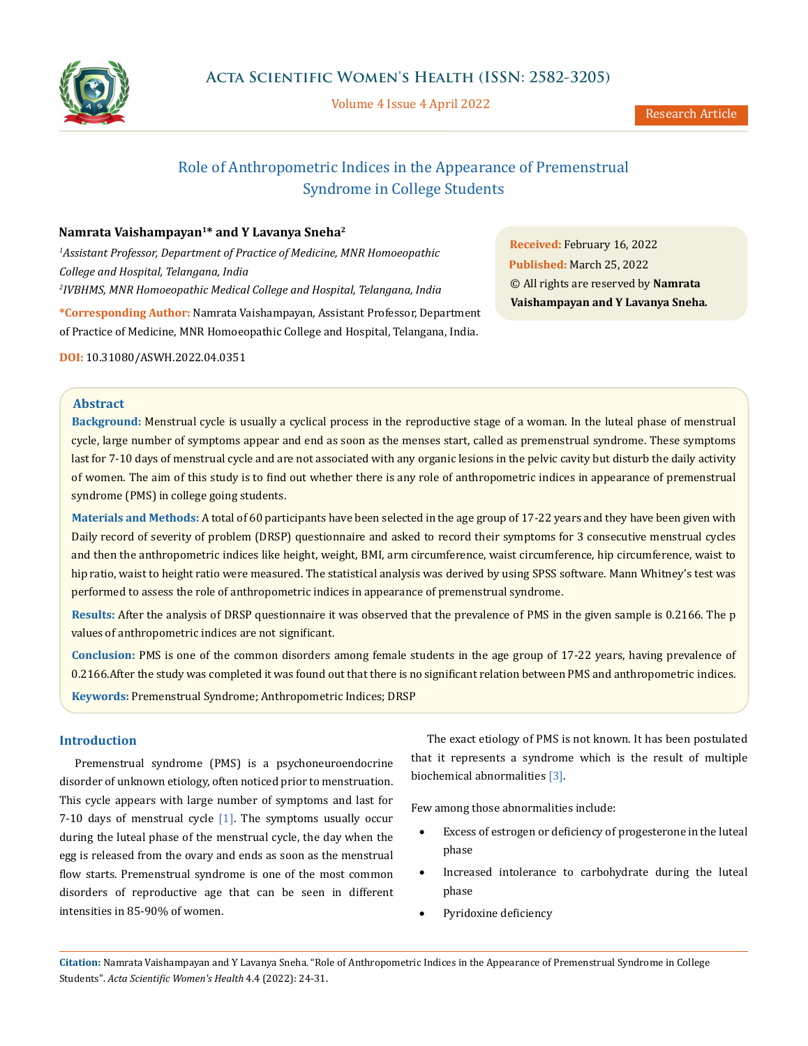# Role of Anthropometric Indices in the Appearance of Premenstrual Syndrome in College Students

**Namrata Vaishampayan[1]* and Y Lavanya Sneha[2]**

[1]*Assistant Professor, Department of Practice of Medicine, MNR Homoeopathic College and Hospital, Telangana, India*

[2]*IVBHMS, MNR Homoeopathic Medical College and Hospital, Telangana, India*

**\*Corresponding Author:** Namrata Vaishampayan, Assistant Professor, Department of Practice of Medicine, MNR Homoeopathic College and Hospital, Telangana, India.

**DOI:** 10.31080/ASWH.2022.04.0351

**Received:** February 16, 2022
**Published:** March 25, 2022
© All rights are reserved by **Namrata Vaishampayan and Y Lavanya Sneha.**

## Abstract

**Background:** Menstrual cycle is usually a cyclical process in the reproductive stage of a woman. In the luteal phase of menstrual cycle, large number of symptoms appear and end as soon as the menses start, called as premenstrual syndrome. These symptoms last for 7-10 days of menstrual cycle and are not associated with any organic lesions in the pelvic cavity but disturb the daily activity of women. The aim of this study is to find out whether there is any role of anthropometric indices in appearance of premenstrual syndrome (PMS) in college going students.

**Materials and Methods:** A total of 60 participants have been selected in the age group of 17-22 years and they have been given with Daily record of severity of problem (DRSP) questionnaire and asked to record their symptoms for 3 consecutive menstrual cycles and then the anthropometric indices like height, weight, BMI, arm circumference, waist circumference, hip circumference, waist to hip ratio, waist to height ratio were measured. The statistical analysis was derived by using SPSS software. Mann Whitney's test was performed to assess the role of anthropometric indices in appearance of premenstrual syndrome.

**Results:** After the analysis of DRSP questionnaire it was observed that the prevalence of PMS in the given sample is 0.2166. The p values of anthropometric indices are not significant.

**Conclusion:** PMS is one of the common disorders among female students in the age group of 17-22 years, having prevalence of 0.2166.After the study was completed it was found out that there is no significant relation between PMS and anthropometric indices.

**Keywords:** Premenstrual Syndrome; Anthropometric Indices; DRSP

## Introduction

Premenstrual syndrome (PMS) is a psychoneuroendocrine disorder of unknown etiology, often noticed prior to menstruation. This cycle appears with large number of symptoms and last for 7-10 days of menstrual cycle [1]. The symptoms usually occur during the luteal phase of the menstrual cycle, the day when the egg is released from the ovary and ends as soon as the menstrual flow starts. Premenstrual syndrome is one of the most common disorders of reproductive age that can be seen in different intensities in 85-90% of women.

The exact etiology of PMS is not known. It has been postulated that it represents a syndrome which is the result of multiple biochemical abnormalities [3].

Few among those abnormalities include:

- Excess of estrogen or deficiency of progesterone in the luteal phase
- Increased intolerance to carbohydrate during the luteal phase
- Pyridoxine deficiency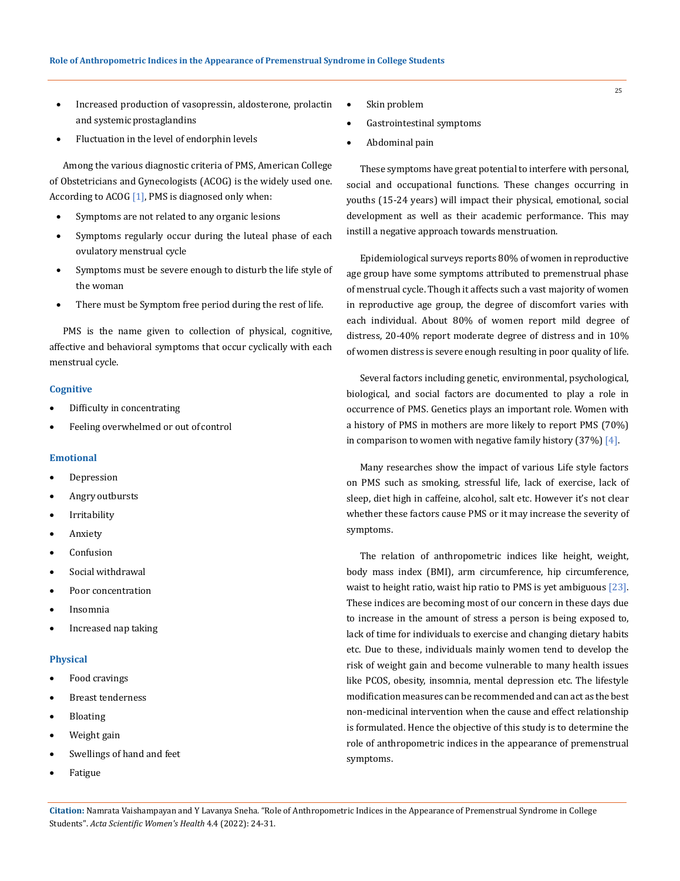- Increased production of vasopressin, aldosterone, prolactin and systemic prostaglandins
- Fluctuation in the level of endorphin levels

Among the various diagnostic criteria of PMS, American College of Obstetricians and Gynecologists (ACOG) is the widely used one. According to ACOG [1], PMS is diagnosed only when:

- Symptoms are not related to any organic lesions
- Symptoms regularly occur during the luteal phase of each ovulatory menstrual cycle
- Symptoms must be severe enough to disturb the life style of the woman
- There must be Symptom free period during the rest of life.

PMS is the name given to collection of physical, cognitive, affective and behavioral symptoms that occur cyclically with each menstrual cycle.

#### Cognitive

- Difficulty in concentrating
- Feeling overwhelmed or out of control

#### Emotional

- Depression
- Angry outbursts
- Irritability
- Anxiety
- Confusion
- Social withdrawal
- Poor concentration
- Insomnia
- Increased nap taking

#### Physical

- Food cravings
- Breast tenderness
- Bloating
- Weight gain
- Swellings of hand and feet
- Fatigue
- Skin problem
- Gastrointestinal symptoms
- Abdominal pain

These symptoms have great potential to interfere with personal, social and occupational functions. These changes occurring in youths (15-24 years) will impact their physical, emotional, social development as well as their academic performance. This may instill a negative approach towards menstruation.

Epidemiological surveys reports 80% of women in reproductive age group have some symptoms attributed to premenstrual phase of menstrual cycle. Though it affects such a vast majority of women in reproductive age group, the degree of discomfort varies with each individual. About 80% of women report mild degree of distress, 20-40% report moderate degree of distress and in 10% of women distress is severe enough resulting in poor quality of life.

Several factors including genetic, environmental, psychological, biological, and social factors are documented to play a role in occurrence of PMS. Genetics plays an important role. Women with a history of PMS in mothers are more likely to report PMS (70%) in comparison to women with negative family history (37%) [4].

Many researches show the impact of various Life style factors on PMS such as smoking, stressful life, lack of exercise, lack of sleep, diet high in caffeine, alcohol, salt etc. However it's not clear whether these factors cause PMS or it may increase the severity of symptoms.

The relation of anthropometric indices like height, weight, body mass index (BMI), arm circumference, hip circumference, waist to height ratio, waist hip ratio to PMS is yet ambiguous [23]. These indices are becoming most of our concern in these days due to increase in the amount of stress a person is being exposed to, lack of time for individuals to exercise and changing dietary habits etc. Due to these, individuals mainly women tend to develop the risk of weight gain and become vulnerable to many health issues like PCOS, obesity, insomnia, mental depression etc. The lifestyle modification measures can be recommended and can act as the best non-medicinal intervention when the cause and effect relationship is formulated. Hence the objective of this study is to determine the role of anthropometric indices in the appearance of premenstrual symptoms.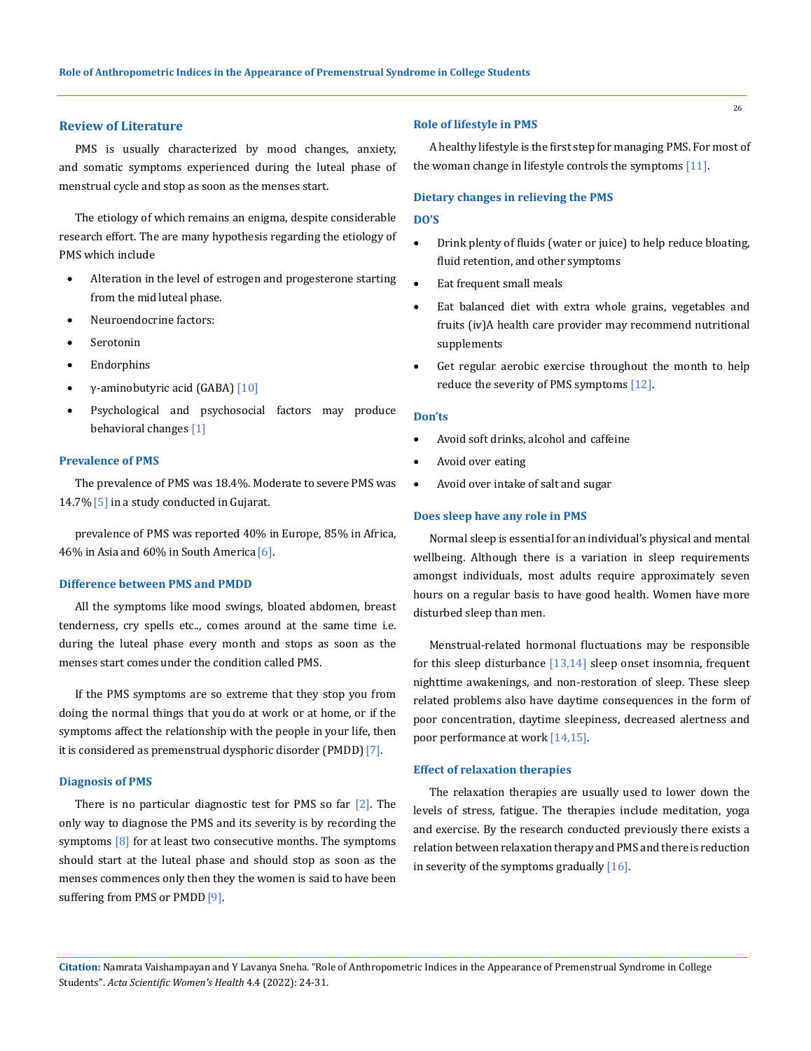## Review of Literature

PMS is usually characterized by mood changes, anxiety, and somatic symptoms experienced during the luteal phase of menstrual cycle and stop as soon as the menses start.

The etiology of which remains an enigma, despite considerable research effort. The are many hypothesis regarding the etiology of PMS which include

- Alteration in the level of estrogen and progesterone starting from the mid luteal phase.
- Neuroendocrine factors:
- Serotonin
- Endorphins
- γ-aminobutyric acid (GABA) [10]
- Psychological and psychosocial factors may produce behavioral changes [1]

### Prevalence of PMS

The prevalence of PMS was 18.4%. Moderate to severe PMS was 14.7% [5] in a study conducted in Gujarat.

prevalence of PMS was reported 40% in Europe, 85% in Africa, 46% in Asia and 60% in South America [6].

### Difference between PMS and PMDD

All the symptoms like mood swings, bloated abdomen, breast tenderness, cry spells etc.., comes around at the same time i.e. during the luteal phase every month and stops as soon as the menses start comes under the condition called PMS.

If the PMS symptoms are so extreme that they stop you from doing the normal things that you do at work or at home, or if the symptoms affect the relationship with the people in your life, then it is considered as premenstrual dysphoric disorder (PMDD) [7].

### Diagnosis of PMS

There is no particular diagnostic test for PMS so far [2]. The only way to diagnose the PMS and its severity is by recording the symptoms [8] for at least two consecutive months. The symptoms should start at the luteal phase and should stop as soon as the menses commences only then they the women is said to have been suffering from PMS or PMDD [9].

### Role of lifestyle in PMS

A healthy lifestyle is the first step for managing PMS. For most of the woman change in lifestyle controls the symptoms [11].

### Dietary changes in relieving the PMS

### DO'S

- Drink plenty of fluids (water or juice) to help reduce bloating, fluid retention, and other symptoms
- Eat frequent small meals
- Eat balanced diet with extra whole grains, vegetables and fruits (iv)A health care provider may recommend nutritional supplements
- Get regular aerobic exercise throughout the month to help reduce the severity of PMS symptoms [12].

### Don'ts

- Avoid soft drinks, alcohol and caffeine
- Avoid over eating
- Avoid over intake of salt and sugar

### Does sleep have any role in PMS

Normal sleep is essential for an individual's physical and mental wellbeing. Although there is a variation in sleep requirements amongst individuals, most adults require approximately seven hours on a regular basis to have good health. Women have more disturbed sleep than men.

Menstrual-related hormonal fluctuations may be responsible for this sleep disturbance [13,14] sleep onset insomnia, frequent nighttime awakenings, and non-restoration of sleep. These sleep related problems also have daytime consequences in the form of poor concentration, daytime sleepiness, decreased alertness and poor performance at work [14,15].

### Effect of relaxation therapies

The relaxation therapies are usually used to lower down the levels of stress, fatigue. The therapies include meditation, yoga and exercise. By the research conducted previously there exists a relation between relaxation therapy and PMS and there is reduction in severity of the symptoms gradually [16].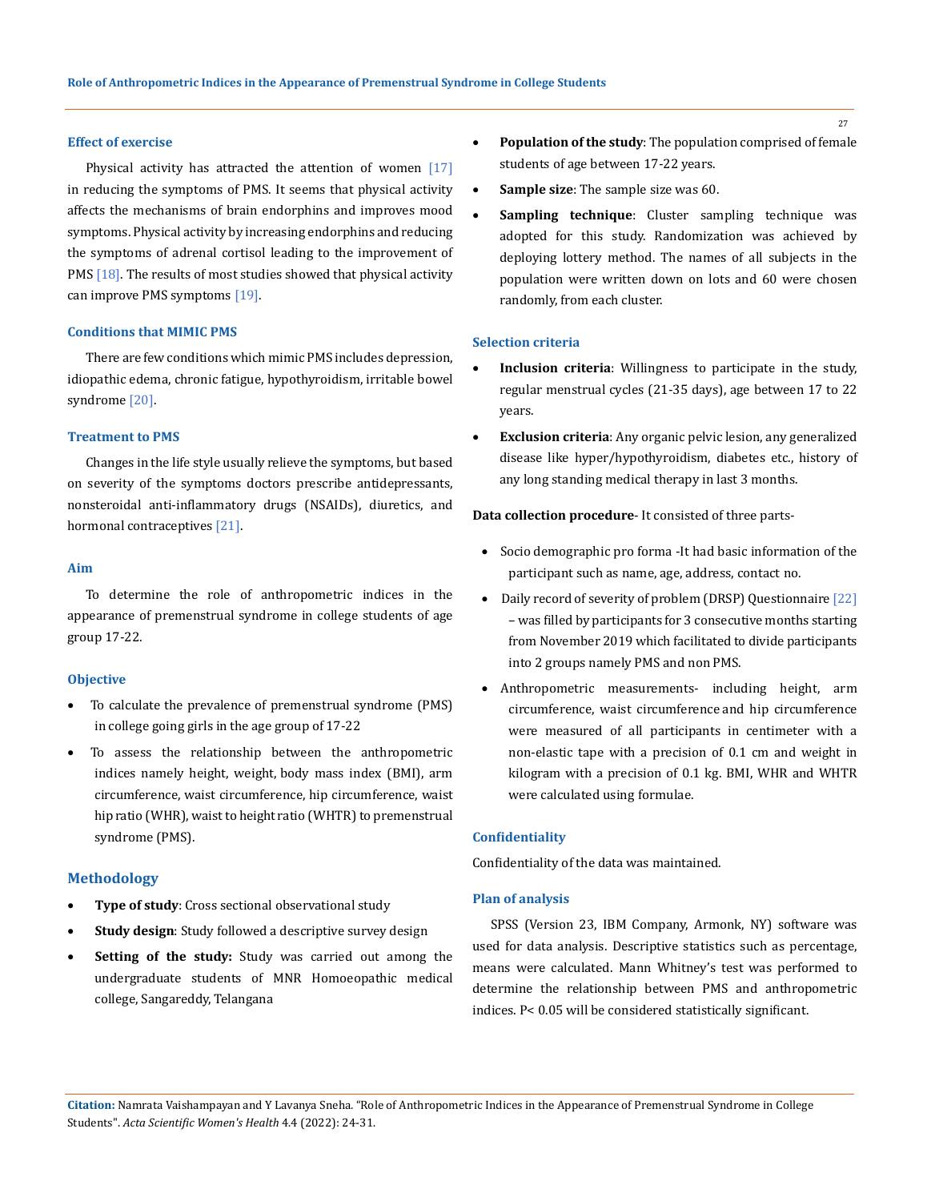### Effect of exercise

Physical activity has attracted the attention of women [17] in reducing the symptoms of PMS. It seems that physical activity affects the mechanisms of brain endorphins and improves mood symptoms. Physical activity by increasing endorphins and reducing the symptoms of adrenal cortisol leading to the improvement of PMS [18]. The results of most studies showed that physical activity can improve PMS symptoms [19].

### Conditions that MIMIC PMS

There are few conditions which mimic PMS includes depression, idiopathic edema, chronic fatigue, hypothyroidism, irritable bowel syndrome [20].

### Treatment to PMS

Changes in the life style usually relieve the symptoms, but based on severity of the symptoms doctors prescribe antidepressants, nonsteroidal anti-inflammatory drugs (NSAIDs), diuretics, and hormonal contraceptives [21].

### Aim

To determine the role of anthropometric indices in the appearance of premenstrual syndrome in college students of age group 17-22.

### Objective

- To calculate the prevalence of premenstrual syndrome (PMS) in college going girls in the age group of 17-22
- To assess the relationship between the anthropometric indices namely height, weight, body mass index (BMI), arm circumference, waist circumference, hip circumference, waist hip ratio (WHR), waist to height ratio (WHTR) to premenstrual syndrome (PMS).

## Methodology

- **Type of study**: Cross sectional observational study
- **Study design**: Study followed a descriptive survey design
- **Setting of the study:** Study was carried out among the undergraduate students of MNR Homoeopathic medical college, Sangareddy, Telangana
- **Population of the study**: The population comprised of female students of age between 17-22 years.
- **Sample size**: The sample size was 60.
- **Sampling technique**: Cluster sampling technique was adopted for this study. Randomization was achieved by deploying lottery method. The names of all subjects in the population were written down on lots and 60 were chosen randomly, from each cluster.

### Selection criteria

- **Inclusion criteria**: Willingness to participate in the study, regular menstrual cycles (21-35 days), age between 17 to 22 years.
- **Exclusion criteria**: Any organic pelvic lesion, any generalized disease like hyper/hypothyroidism, diabetes etc., history of any long standing medical therapy in last 3 months.

**Data collection procedure**- It consisted of three parts-

- Socio demographic pro forma -It had basic information of the participant such as name, age, address, contact no.
- Daily record of severity of problem (DRSP) Questionnaire [22] – was filled by participants for 3 consecutive months starting from November 2019 which facilitated to divide participants into 2 groups namely PMS and non PMS.
- Anthropometric measurements- including height, arm circumference, waist circumference and hip circumference were measured of all participants in centimeter with a non-elastic tape with a precision of 0.1 cm and weight in kilogram with a precision of 0.1 kg. BMI, WHR and WHTR were calculated using formulae.

### Confidentiality

Confidentiality of the data was maintained.

### Plan of analysis

SPSS (Version 23, IBM Company, Armonk, NY) software was used for data analysis. Descriptive statistics such as percentage, means were calculated. Mann Whitney's test was performed to determine the relationship between PMS and anthropometric indices. P< 0.05 will be considered statistically significant.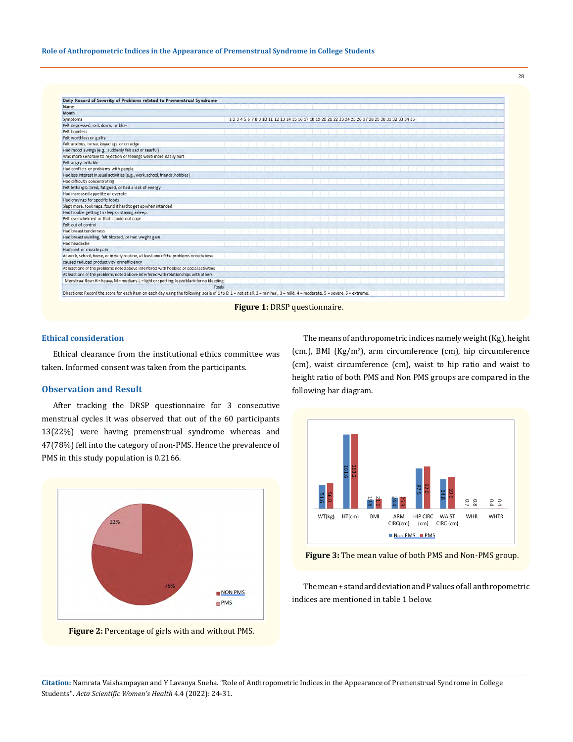| Daily Record of Severity of Problems related to Premenstrual Syndrome |  |
|---|---|
| Name |  |
| Month |  |
| Symptoms | 1 2 3 4 5 6 7 8 9 10 11 12 13 14 15 16 17 18 19 20 21 22 23 24 25 26 27 28 29 30 31 32 33 34 35 |
| Felt depressed, sad, down, or blue |  |
| Felt hopeless |  |
| Felt worthless or guilty |  |
| Felt anxious, tense, keyed up, or on edge |  |
| Had mood swings (e.g., suddenly felt sad or tearful) |  |
| Was more sensitive to rejection or feelings were more easily hurt |  |
| Felt angry, irritable |  |
| Had conflicts or problems with people |  |
| Had less interest in usual activities (e.g., work, school, friends, hobbies) |  |
| Had difficulty concentrating |  |
| Felt lethargic, tired, fatigued, or had a lack of energy |  |
| Had increased appetite or overate |  |
| Had cravings for specific foods |  |
| Slept more, took naps, found it hard to get up when intended |  |
| Had trouble getting to sleep or staying asleep |  |
| Felt overwhelmed or that I could not cope |  |
| Felt out of control |  |
| Had breast tenderness |  |
| Had breast swelling, felt bloated, or had weight gain |  |
| Had headache |  |
| Had joint or muscle pain |  |
| At work, school, home, or in daily routine, at least one of the problems noted above |  |
| caused reduced productivity or inefficiency |  |
| At least one of the problems noted above interfered with hobbies or social activities |  |
| At least one of the problems noted above interfered with relationships with others |  |
| Menstrual flow: H = heavy, M = medium, L = light or spotting; leave blank for no bleeding |  |
| Totals |  |

Directions: Record the score for each item on each day using the following scale of 1 to 6: 1 = not at all, 2 = minimal, 3 = mild, 4 = moderate, 5 = severe, 6 = extreme.

**Figure 1:** DRSP questionnaire.

### Ethical consideration

Ethical clearance from the institutional ethics committee was taken. Informed consent was taken from the participants.

### Observation and Result

After tracking the DRSP questionnaire for 3 consecutive menstrual cycles it was observed that out of the 60 participants 13(22%) were having premenstrual syndrome whereas and 47(78%) fell into the category of non-PMS. Hence the prevalence of PMS in this study population is 0.2166.

**Figure 2:** Percentage of girls with and without PMS.

The means of anthropometric indices namely weight (Kg), height (cm.), BMI (Kg/m$^2$), arm circumference (cm), hip circumference (cm), waist circumference (cm), waist to hip ratio and waist to height ratio of both PMS and Non PMS groups are compared in the following bar diagram.

**Figure 3:** The mean value of both PMS and Non-PMS group.

The mean + standard deviation and P values of all anthropometric indices are mentioned in table 1 below.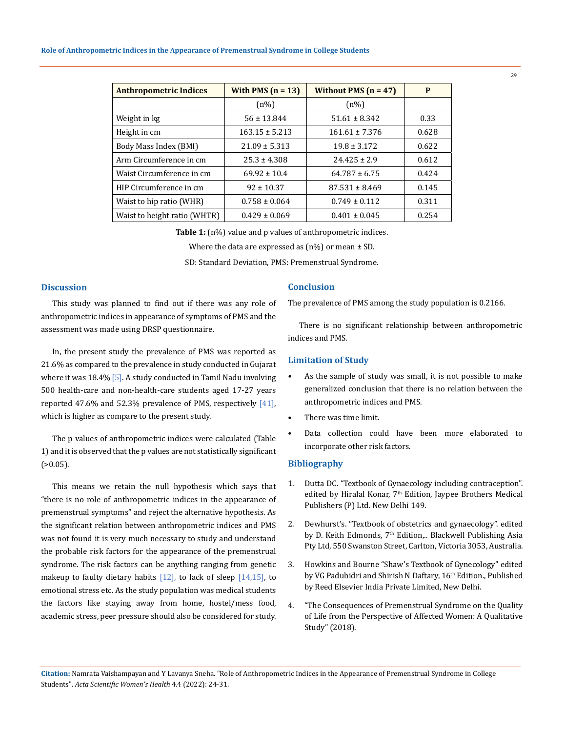| Anthropometric Indices | With PMS (n = 13) | Without PMS (n = 47) | P |
|---|---|---|---|
| | (n%) | (n%) | |
| Weight in kg | 56 ± 13.844 | 51.61 ± 8.342 | 0.33 |
| Height in cm | 163.15 ± 5.213 | 161.61 ± 7.376 | 0.628 |
| Body Mass Index (BMI) | 21.09 ± 5.313 | 19.8 ± 3.172 | 0.622 |
| Arm Circumference in cm | 25.3 ± 4.308 | 24.425 ± 2.9 | 0.612 |
| Waist Circumference in cm | 69.92 ± 10.4 | 64.787 ± 6.75 | 0.424 |
| HIP Circumference in cm | 92 ± 10.37 | 87.531 ± 8.469 | 0.145 |
| Waist to hip ratio (WHR) | 0.758 ± 0.064 | 0.749 ± 0.112 | 0.311 |
| Waist to height ratio (WHTR) | 0.429 ± 0.069 | 0.401 ± 0.045 | 0.254 |

**Table 1:** (n%) value and p values of anthropometric indices.

Where the data are expressed as (n%) or mean ± SD.

SD: Standard Deviation, PMS: Premenstrual Syndrome.

## Discussion

This study was planned to find out if there was any role of anthropometric indices in appearance of symptoms of PMS and the assessment was made using DRSP questionnaire.

In, the present study the prevalence of PMS was reported as 21.6% as compared to the prevalence in study conducted in Gujarat where it was 18.4% [5]. A study conducted in Tamil Nadu involving 500 health-care and non-health-care students aged 17-27 years reported 47.6% and 52.3% prevalence of PMS, respectively [41], which is higher as compare to the present study.

The p values of anthropometric indices were calculated (Table 1) and it is observed that the p values are not statistically significant (>0.05).

This means we retain the null hypothesis which says that "there is no role of anthropometric indices in the appearance of premenstrual symptoms" and reject the alternative hypothesis. As the significant relation between anthropometric indices and PMS was not found it is very much necessary to study and understand the probable risk factors for the appearance of the premenstrual syndrome. The risk factors can be anything ranging from genetic makeup to faulty dietary habits [12], to lack of sleep [14,15], to emotional stress etc. As the study population was medical students the factors like staying away from home, hostel/mess food, academic stress, peer pressure should also be considered for study.

## Conclusion

The prevalence of PMS among the study population is 0.2166.

There is no significant relationship between anthropometric indices and PMS.

## Limitation of Study

- As the sample of study was small, it is not possible to make generalized conclusion that there is no relation between the anthropometric indices and PMS.
- There was time limit.
- Data collection could have been more elaborated to incorporate other risk factors.

## Bibliography

1. Dutta DC. "Textbook of Gynaecology including contraception". edited by Hiralal Konar, 7th Edition, Jaypee Brothers Medical Publishers (P) Ltd. New Delhi 149.
2. Dewhurst's. "Textbook of obstetrics and gynaecology". edited by D. Keith Edmonds, 7th Edition,.. Blackwell Publishing Asia Pty Ltd, 550 Swanston Street, Carlton, Victoria 3053, Australia.
3. Howkins and Bourne "Shaw's Textbook of Gynecology" edited by VG Padubidri and Shirish N Daftary, 16th Edition., Published by Reed Elsevier India Private Limited, New Delhi.
4. "The Consequences of Premenstrual Syndrome on the Quality of Life from the Perspective of Affected Women: A Qualitative Study" (2018).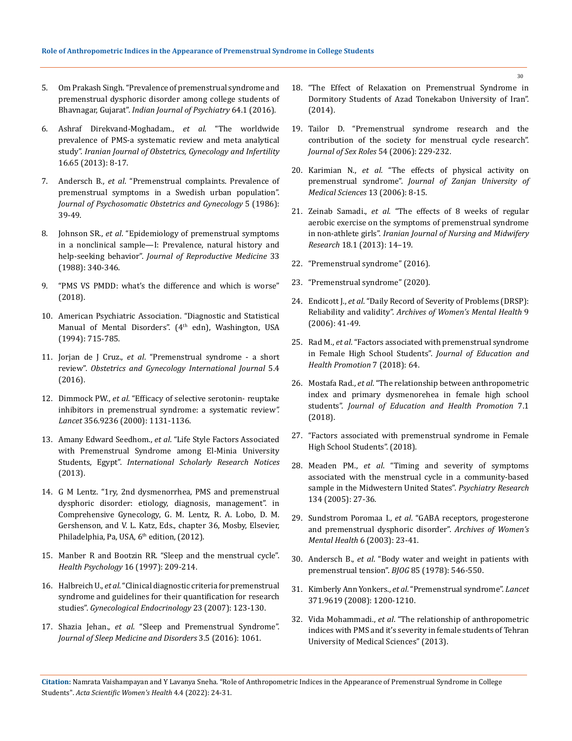5. Om Prakash Singh. "Prevalence of premenstrual syndrome and premenstrual dysphoric disorder among college students of Bhavnagar, Gujarat". *Indian Journal of Psychiatry* 64.1 (2016).

6. Ashraf Direkvand-Moghadam., *et al*. "The worldwide prevalence of PMS-a systematic review and meta analytical study". *Iranian Journal of Obstetrics, Gynecology and Infertility* 16.65 (2013): 8-17.

7. Andersch B., *et al*. "Premenstrual complaints. Prevalence of premenstrual symptoms in a Swedish urban population". *Journal of Psychosomatic Obstetrics and Gynecology* 5 (1986): 39-49.

8. Johnson SR., *et al*. "Epidemiology of premenstrual symptoms in a nonclinical sample—I: Prevalence, natural history and help-seeking behavior". *Journal of Reproductive Medicine* 33 (1988): 340-346.

9. "PMS VS PMDD: what's the difference and which is worse" (2018).

10. American Psychiatric Association. "Diagnostic and Statistical Manual of Mental Disorders". (4th edn), Washington, USA (1994): 715-785.

11. Jorjan de J Cruz., *et al*. "Premenstrual syndrome - a short review". *Obstetrics and Gynecology International Journal* 5.4 (2016).

12. Dimmock PW., *et al*. "Efficacy of selective serotonin- reuptake inhibitors in premenstrual syndrome: a systematic review". *Lancet* 356.9236 (2000): 1131-1136.

13. Amany Edward Seedhom., *et al*. "Life Style Factors Associated with Premenstrual Syndrome among El-Minia University Students, Egypt". *International Scholarly Research Notices* (2013).

14. G M Lentz. "1ry, 2nd dysmenorrhea, PMS and premenstrual dysphoric disorder: etiology, diagnosis, management". in Comprehensive Gynecology, G. M. Lentz, R. A. Lobo, D. M. Gershenson, and V. L. Katz, Eds., chapter 36, Mosby, Elsevier, Philadelphia, Pa, USA, 6th edition, (2012).

15. Manber R and Bootzin RR. "Sleep and the menstrual cycle". *Health Psychology* 16 (1997): 209-214.

16. Halbreich U., *et al*. "Clinical diagnostic criteria for premenstrual syndrome and guidelines for their quantification for research studies". *Gynecological Endocrinology* 23 (2007): 123-130.

17. Shazia Jehan., *et al*. "Sleep and Premenstrual Syndrome". *Journal of Sleep Medicine and Disorders* 3.5 (2016): 1061.

18. "The Effect of Relaxation on Premenstrual Syndrome in Dormitory Students of Azad Tonekabon University of Iran". (2014).

19. Tailor D. "Premenstrual syndrome research and the contribution of the society for menstrual cycle research". *Journal of Sex Roles* 54 (2006): 229-232.

20. Karimian N., *et al*. "The effects of physical activity on premenstrual syndrome". *Journal of Zanjan University of Medical Sciences* 13 (2006): 8-15.

21. Zeinab Samadi., *et al*. "The effects of 8 weeks of regular aerobic exercise on the symptoms of premenstrual syndrome in non-athlete girls". *Iranian Journal of Nursing and Midwifery Research* 18.1 (2013): 14–19.

22. "Premenstrual syndrome" (2016).

23. "Premenstrual syndrome" (2020).

24. Endicott J., *et al*. "Daily Record of Severity of Problems (DRSP): Reliability and validity". *Archives of Women's Mental Health* 9 (2006): 41-49.

25. Rad M., *et al*. "Factors associated with premenstrual syndrome in Female High School Students". *Journal of Education and Health Promotion* 7 (2018): 64.

26. Mostafa Rad., *et al*. "The relationship between anthropometric index and primary dysmenorehea in female high school students". *Journal of Education and Health Promotion* 7.1 (2018).

27. "Factors associated with premenstrual syndrome in Female High School Students". (2018).

28. Meaden PM., *et al*. "Timing and severity of symptoms associated with the menstrual cycle in a community-based sample in the Midwestern United States". *Psychiatry Research* 134 (2005): 27-36.

29. Sundstrom Poromaa I., *et al*. "GABA receptors, progesterone and premenstrual dysphoric disorder". *Archives of Women's Mental Health* 6 (2003): 23-41.

30. Andersch B., *et al*. "Body water and weight in patients with premenstrual tension". *BJOG* 85 (1978): 546-550.

31. Kimberly Ann Yonkers., *et al*. "Premenstrual syndrome". *Lancet* 371.9619 (2008): 1200-1210.

32. Vida Mohammadi., *et al*. "The relationship of anthropometric indices with PMS and it's severity in female students of Tehran University of Medical Sciences" (2013).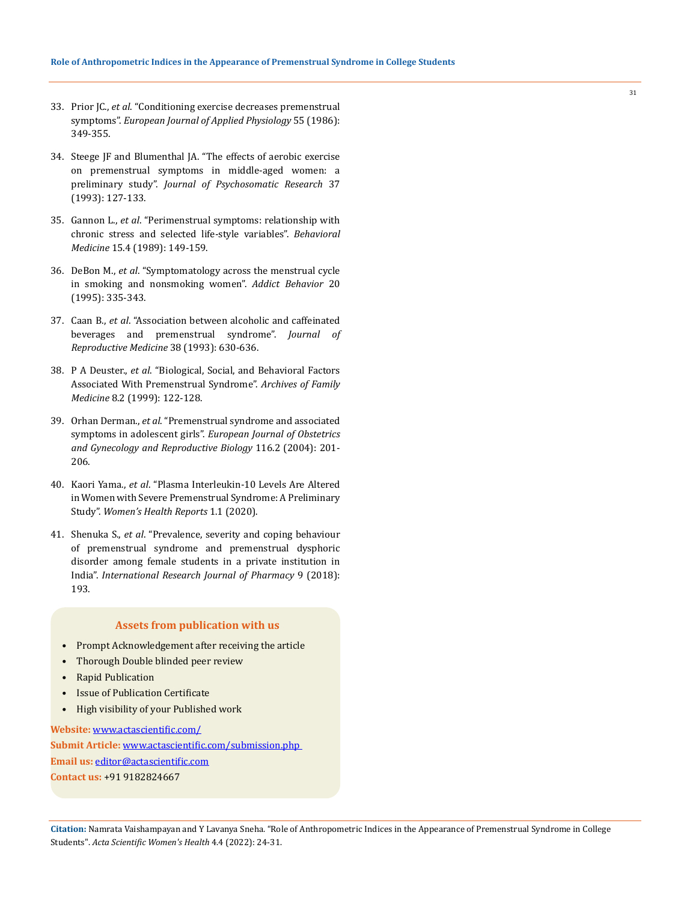33. Prior JC., *et al*. "Conditioning exercise decreases premenstrual symptoms". *European Journal of Applied Physiology* 55 (1986): 349-355.

34. Steege JF and Blumenthal JA. "The effects of aerobic exercise on premenstrual symptoms in middle-aged women: a preliminary study". *Journal of Psychosomatic Research* 37 (1993): 127-133.

35. Gannon L., *et al*. "Perimenstrual symptoms: relationship with chronic stress and selected life-style variables". *Behavioral Medicine* 15.4 (1989): 149-159.

36. DeBon M., *et al*. "Symptomatology across the menstrual cycle in smoking and nonsmoking women". *Addict Behavior* 20 (1995): 335-343.

37. Caan B., *et al*. "Association between alcoholic and caffeinated beverages and premenstrual syndrome". *Journal of Reproductive Medicine* 38 (1993): 630-636.

38. P A Deuster., *et al*. "Biological, Social, and Behavioral Factors Associated With Premenstrual Syndrome". *Archives of Family Medicine* 8.2 (1999): 122-128.

39. Orhan Derman., *et al*. "Premenstrual syndrome and associated symptoms in adolescent girls". *European Journal of Obstetrics and Gynecology and Reproductive Biology* 116.2 (2004): 201-206.

40. Kaori Yama., *et al*. "Plasma Interleukin-10 Levels Are Altered in Women with Severe Premenstrual Syndrome: A Preliminary Study". *Women's Health Reports* 1.1 (2020).

41. Shenuka S., *et al*. "Prevalence, severity and coping behaviour of premenstrual syndrome and premenstrual dysphoric disorder among female students in a private institution in India". *International Research Journal of Pharmacy* 9 (2018): 193.

**Assets from publication with us**

- Prompt Acknowledgement after receiving the article
- Thorough Double blinded peer review
- Rapid Publication
- Issue of Publication Certificate
- High visibility of your Published work

**Website:** www.actascientific.com/
**Submit Article:** www.actascientific.com/submission.php
**Email us:** editor@actascientific.com
**Contact us:** +91 9182824667